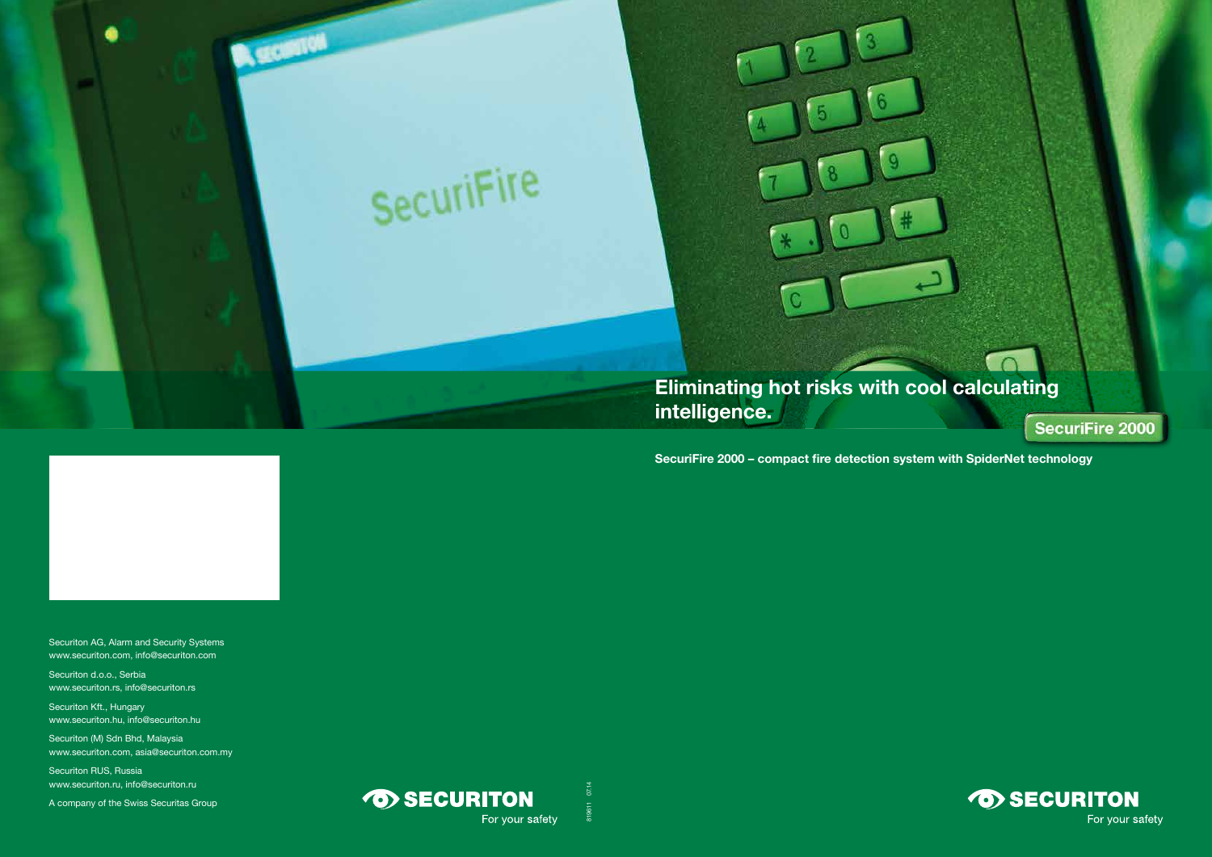# Eliminating hot risks with cool calculating intelligence.

**SecuriFire 2000**

**SecuriFire 2000 – compact fire detection system with SpiderNet technology**

Securiton AG, Alarm and Security Systems
www.securiton.com, info@securiton.com

Securiton d.o.o., Serbia
www.securiton.rs, info@securiton.rs

Securiton Kft., Hungary
www.securiton.hu, info@securiton.hu

Securiton (M) Sdn Bhd, Malaysia
www.securiton.com, asia@securiton.com.my

Securiton RUS, Russia
www.securiton.ru, info@securiton.ru

A company of the Swiss Securitas Group

SECURITON
For your safety

819611 07.14

SECURITON
For your safety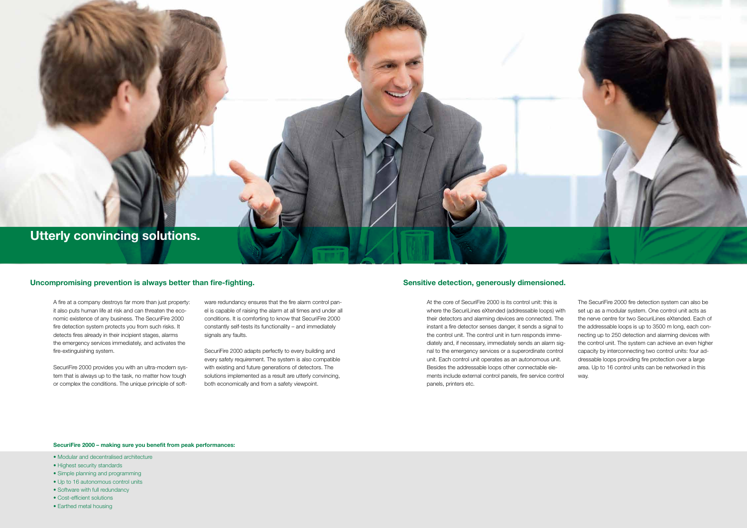# Utterly convincing solutions.

## Uncompromising prevention is always better than fire-fighting.

A fire at a company destroys far more than just property: it also puts human life at risk and can threaten the economic existence of any business. The SecuriFire 2000 fire detection system protects you from such risks. It detects fires already in their incipient stages, alarms the emergency services immediately, and activates the fire-extinguishing system.

SecuriFire 2000 provides you with an ultra-modern system that is always up to the task, no matter how tough or complex the conditions. The unique principle of software redundancy ensures that the fire alarm control panel is capable of raising the alarm at all times and under all conditions. It is comforting to know that SecuriFire 2000 constantly self-tests its functionality – and immediately signals any faults.

SecuriFire 2000 adapts perfectly to every building and every safety requirement. The system is also compatible with existing and future generations of detectors. The solutions implemented as a result are utterly convincing, both economically and from a safety viewpoint.

## Sensitive detection, generously dimensioned.

At the core of SecuriFire 2000 is its control unit: this is where the SecuriLines eXtended (addressable loops) with their detectors and alarming devices are connected. The instant a fire detector senses danger, it sends a signal to the control unit. The control unit in turn responds immediately and, if necessary, immediately sends an alarm signal to the emergency services or a superordinate control unit. Each control unit operates as an autonomous unit. Besides the addressable loops other connectable elements include external control panels, fire service control panels, printers etc.

The SecuriFire 2000 fire detection system can also be set up as a modular system. One control unit acts as the nerve centre for two SecuriLines eXtended. Each of the addressable loops is up to 3500 m long, each connecting up to 250 detection and alarming devices with the control unit. The system can achieve an even higher capacity by interconnecting two control units: four addressable loops providing fire protection over a large area. Up to 16 control units can be networked in this way.

**SecuriFire 2000 – making sure you benefit from peak performances:**

- Modular and decentralised architecture
- Highest security standards
- Simple planning and programming
- Up to 16 autonomous control units
- Software with full redundancy
- Cost-efficient solutions
- Earthed metal housing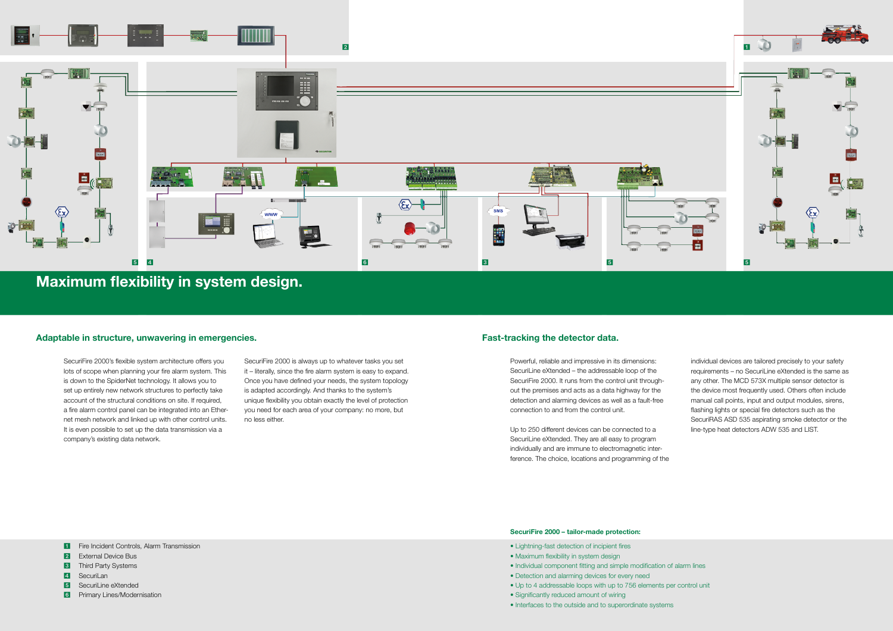# Maximum flexibility in system design.

## Adaptable in structure, unwavering in emergencies.

SecuriFire 2000's flexible system architecture offers you lots of scope when planning your fire alarm system. This is down to the SpiderNet technology. It allows you to set up entirely new network structures to perfectly take account of the structural conditions on site. If required, a fire alarm control panel can be integrated into an Ethernet mesh network and linked up with other control units. It is even possible to set up the data transmission via a company's existing data network.

SecuriFire 2000 is always up to whatever tasks you set it – literally, since the fire alarm system is easy to expand. Once you have defined your needs, the system topology is adapted accordingly. And thanks to the system's unique flexibility you obtain exactly the level of protection you need for each area of your company: no more, but no less either.

## Fast-tracking the detector data.

Powerful, reliable and impressive in its dimensions: SecuriLine eXtended – the addressable loop of the SecuriFire 2000. It runs from the control unit throughout the premises and acts as a data highway for the detection and alarming devices as well as a fault-free connection to and from the control unit.

Up to 250 different devices can be connected to a SecuriLine eXtended. They are all easy to program individually and are immune to electromagnetic interference. The choice, locations and programming of the individual devices are tailored precisely to your safety requirements – no SecuriLine eXtended is the same as any other. The MCD 573X multiple sensor detector is the device most frequently used. Others often include manual call points, input and output modules, sirens, flashing lights or special fire detectors such as the SecuriRAS ASD 535 aspirating smoke detector or the line-type heat detectors ADW 535 and LIST.

1 Fire Incident Controls, Alarm Transmission
2 External Device Bus
3 Third Party Systems
4 SecuriLan
5 SecuriLine eXtended
6 Primary Lines/Modernisation

### SecuriFire 2000 – tailor-made protection:

- Lightning-fast detection of incipient fires
- Maximum flexibility in system design
- Individual component fitting and simple modification of alarm lines
- Detection and alarming devices for every need
- Up to 4 addressable loops with up to 756 elements per control unit
- Significantly reduced amount of wiring
- Interfaces to the outside and to superordinate systems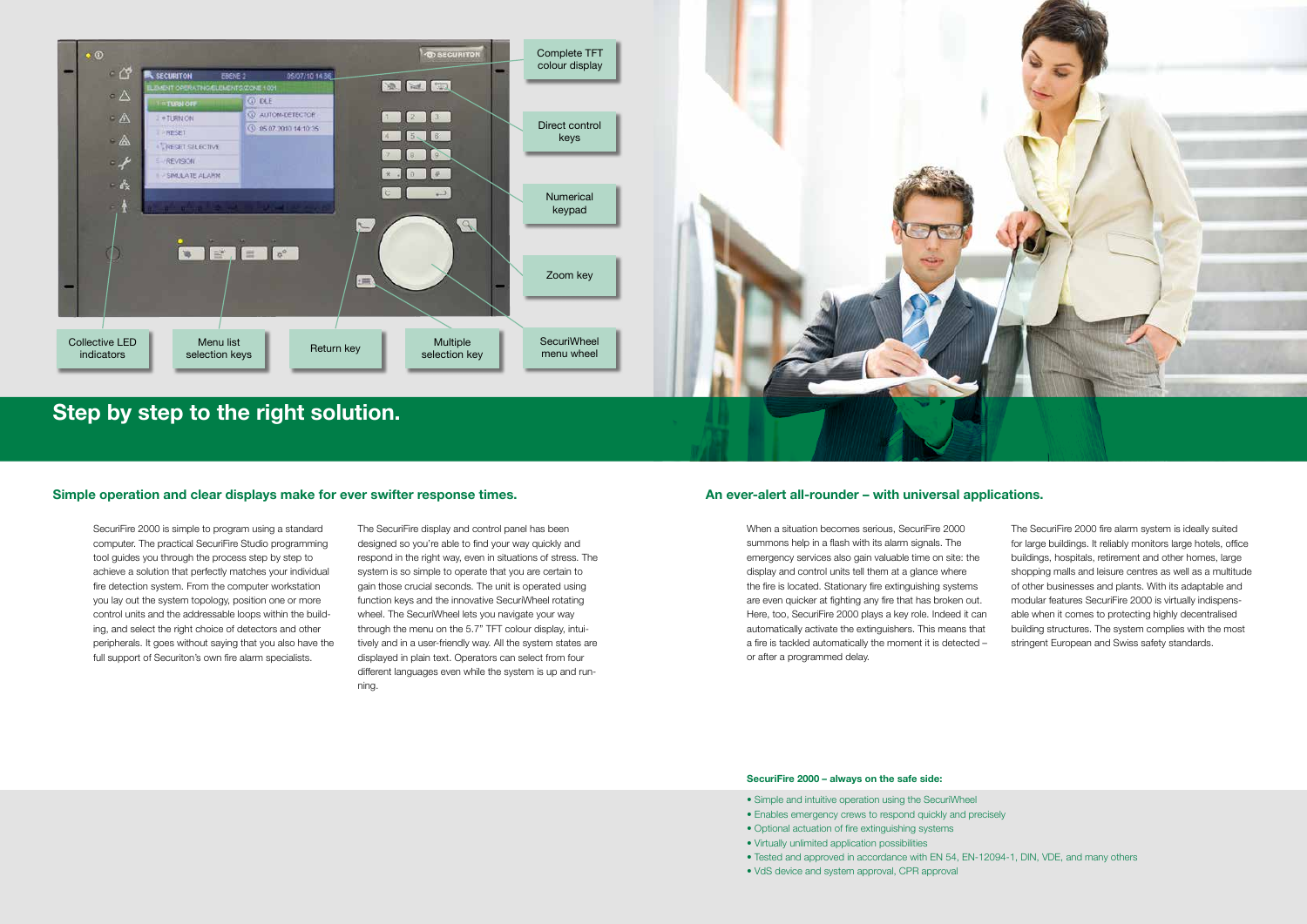Complete TFT colour display

Direct control keys

Numerical keypad

Zoom key

SecuriWheel menu wheel

Collective LED indicators

Menu list selection keys

Return key

Multiple selection key

# Step by step to the right solution.

## Simple operation and clear displays make for ever swifter response times.

SecuriFire 2000 is simple to program using a standard computer. The practical SecuriFire Studio programming tool guides you through the process step by step to achieve a solution that perfectly matches your individual fire detection system. From the computer workstation you lay out the system topology, position one or more control units and the addressable loops within the building, and select the right choice of detectors and other peripherals. It goes without saying that you also have the full support of Securiton's own fire alarm specialists.

The SecuriFire display and control panel has been designed so you're able to find your way quickly and respond in the right way, even in situations of stress. The system is so simple to operate that you are certain to gain those crucial seconds. The unit is operated using function keys and the innovative SecuriWheel rotating wheel. The SecuriWheel lets you navigate your way through the menu on the 5.7" TFT colour display, intuitively and in a user-friendly way. All the system states are displayed in plain text. Operators can select from four different languages even while the system is up and running.

## An ever-alert all-rounder – with universal applications.

When a situation becomes serious, SecuriFire 2000 summons help in a flash with its alarm signals. The emergency services also gain valuable time on site: the display and control units tell them at a glance where the fire is located. Stationary fire extinguishing systems are even quicker at fighting any fire that has broken out. Here, too, SecuriFire 2000 plays a key role. Indeed it can automatically activate the extinguishers. This means that a fire is tackled automatically the moment it is detected – or after a programmed delay.

The SecuriFire 2000 fire alarm system is ideally suited for large buildings. It reliably monitors large hotels, office buildings, hospitals, retirement and other homes, large shopping malls and leisure centres as well as a multitude of other businesses and plants. With its adaptable and modular features SecuriFire 2000 is virtually indispensable when it comes to protecting highly decentralised building structures. The system complies with the most stringent European and Swiss safety standards.

**SecuriFire 2000 – always on the safe side:**

- Simple and intuitive operation using the SecuriWheel
- Enables emergency crews to respond quickly and precisely
- Optional actuation of fire extinguishing systems
- Virtually unlimited application possibilities
- Tested and approved in accordance with EN 54, EN-12094-1, DIN, VDE, and many others
- VdS device and system approval, CPR approval